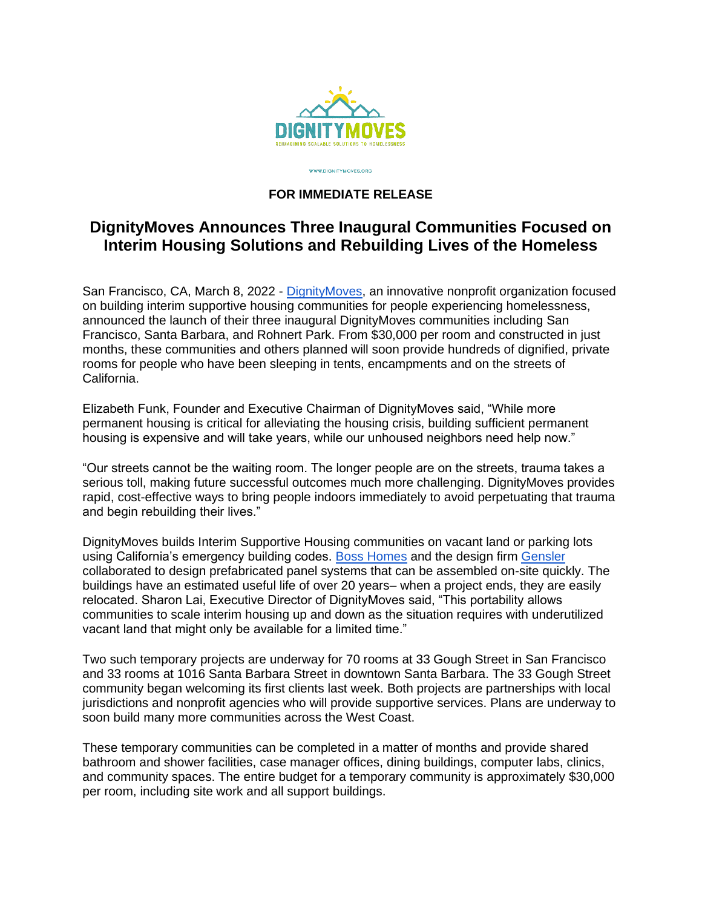DIGNITYMOVES

REIMAGINING SCALABLE SOLUTIONS TO HOMELESSNESS

WWW.DIGNITYMOVES.ORG

**FOR IMMEDIATE RELEASE**

# DignityMoves Announces Three Inaugural Communities Focused on Interim Housing Solutions and Rebuilding Lives of the Homeless

San Francisco, CA, March 8, 2022 - DignityMoves, an innovative nonprofit organization focused on building interim supportive housing communities for people experiencing homelessness, announced the launch of their three inaugural DignityMoves communities including San Francisco, Santa Barbara, and Rohnert Park. From $30,000 per room and constructed in just months, these communities and others planned will soon provide hundreds of dignified, private rooms for people who have been sleeping in tents, encampments and on the streets of California.

Elizabeth Funk, Founder and Executive Chairman of DignityMoves said, "While more permanent housing is critical for alleviating the housing crisis, building sufficient permanent housing is expensive and will take years, while our unhoused neighbors need help now."

"Our streets cannot be the waiting room. The longer people are on the streets, trauma takes a serious toll, making future successful outcomes much more challenging. DignityMoves provides rapid, cost-effective ways to bring people indoors immediately to avoid perpetuating that trauma and begin rebuilding their lives."

DignityMoves builds Interim Supportive Housing communities on vacant land or parking lots using California's emergency building codes. Boss Homes and the design firm Gensler collaborated to design prefabricated panel systems that can be assembled on-site quickly. The buildings have an estimated useful life of over 20 years– when a project ends, they are easily relocated. Sharon Lai, Executive Director of DignityMoves said, "This portability allows communities to scale interim housing up and down as the situation requires with underutilized vacant land that might only be available for a limited time."

Two such temporary projects are underway for 70 rooms at 33 Gough Street in San Francisco and 33 rooms at 1016 Santa Barbara Street in downtown Santa Barbara. The 33 Gough Street community began welcoming its first clients last week. Both projects are partnerships with local jurisdictions and nonprofit agencies who will provide supportive services. Plans are underway to soon build many more communities across the West Coast.

These temporary communities can be completed in a matter of months and provide shared bathroom and shower facilities, case manager offices, dining buildings, computer labs, clinics, and community spaces. The entire budget for a temporary community is approximately $30,000 per room, including site work and all support buildings.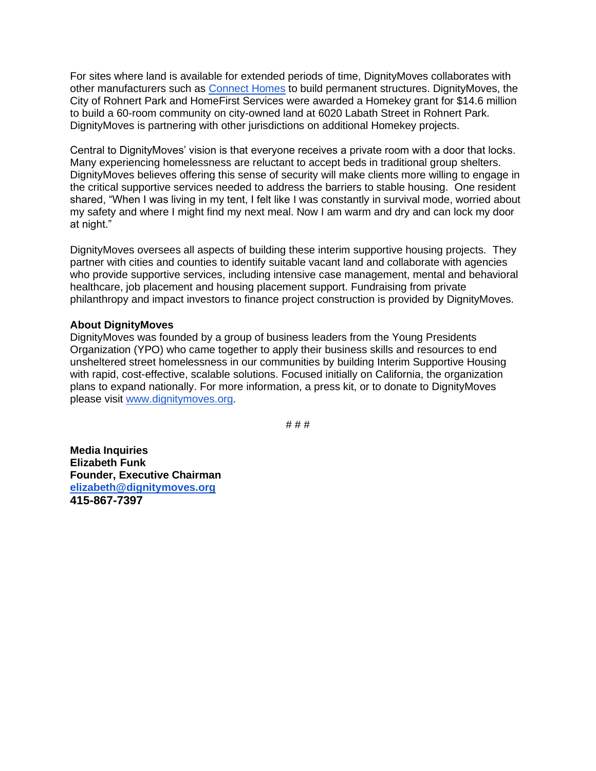For sites where land is available for extended periods of time, DignityMoves collaborates with other manufacturers such as [Connect Homes](Connect Homes) to build permanent structures. DignityMoves, the City of Rohnert Park and HomeFirst Services were awarded a Homekey grant for $14.6 million to build a 60-room community on city-owned land at 6020 Labath Street in Rohnert Park. DignityMoves is partnering with other jurisdictions on additional Homekey projects.

Central to DignityMoves' vision is that everyone receives a private room with a door that locks. Many experiencing homelessness are reluctant to accept beds in traditional group shelters. DignityMoves believes offering this sense of security will make clients more willing to engage in the critical supportive services needed to address the barriers to stable housing. One resident shared, "When I was living in my tent, I felt like I was constantly in survival mode, worried about my safety and where I might find my next meal. Now I am warm and dry and can lock my door at night."

DignityMoves oversees all aspects of building these interim supportive housing projects. They partner with cities and counties to identify suitable vacant land and collaborate with agencies who provide supportive services, including intensive case management, mental and behavioral healthcare, job placement and housing placement support. Fundraising from private philanthropy and impact investors to finance project construction is provided by DignityMoves.

**About DignityMoves**

DignityMoves was founded by a group of business leaders from the Young Presidents Organization (YPO) who came together to apply their business skills and resources to end unsheltered street homelessness in our communities by building Interim Supportive Housing with rapid, cost-effective, scalable solutions. Focused initially on California, the organization plans to expand nationally. For more information, a press kit, or to donate to DignityMoves please visit www.dignitymoves.org.

# # #

**Media Inquiries**
**Elizabeth Funk**
**Founder, Executive Chairman**
**elizabeth@dignitymoves.org**
**415-867-7397**